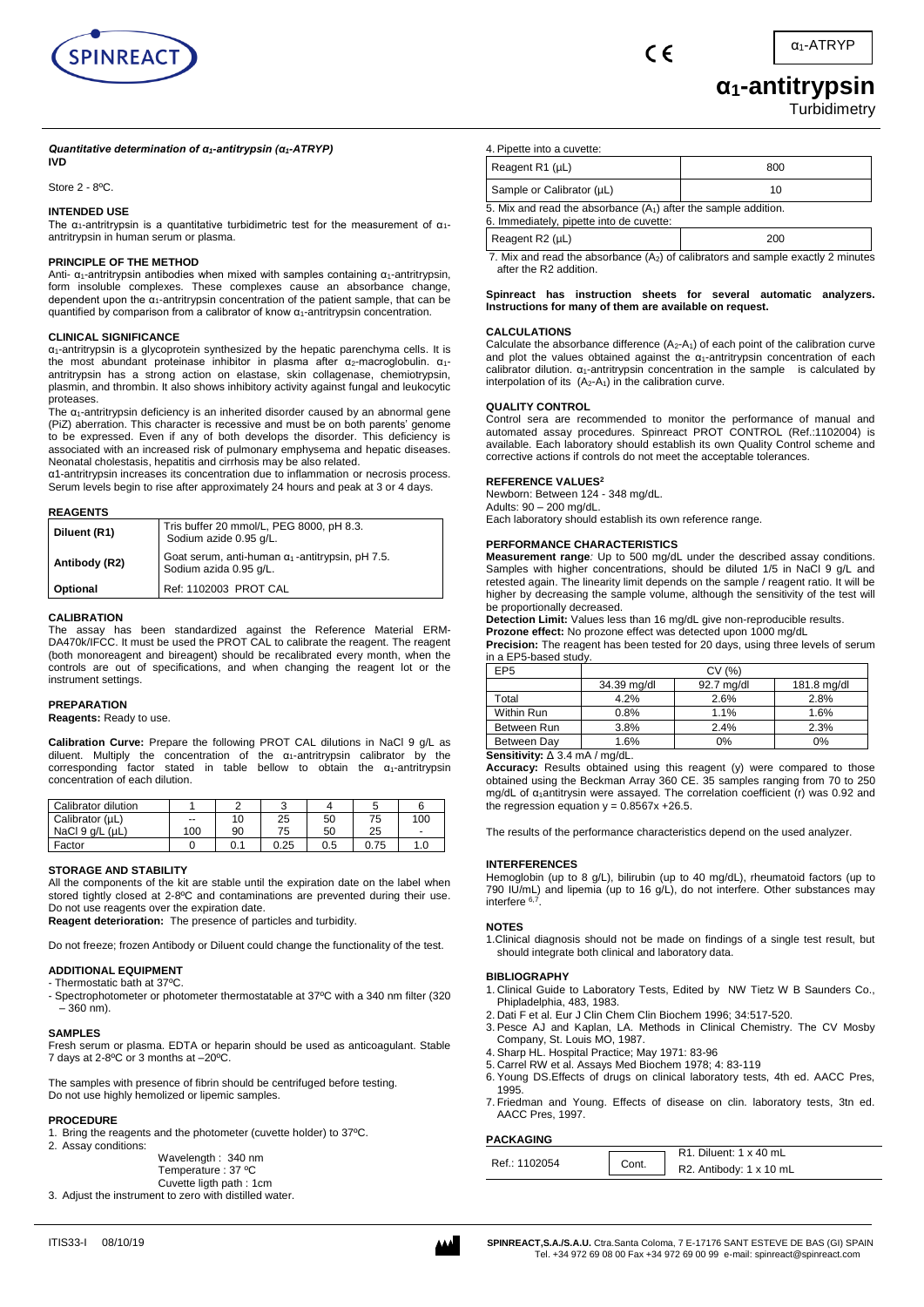# $\alpha_1$-antitrypsin

Turbidimetry

$\alpha_1$-ATRYP

***Quantitative determination of $\alpha_1$-antitrypsin ($\alpha_1$-ATRYP)***
**IVD**

Store 2 - 8ºC.

### INTENDED USE

The $\alpha_1$-antritrypsin is a quantitative turbidimetric test for the measurement of $\alpha_1$-antritrypsin in human serum or plasma.

### PRINCIPLE OF THE METHOD

Anti- $\alpha_1$-antritrypsin antibodies when mixed with samples containing $\alpha_1$-antritrypsin, form insoluble complexes. These complexes cause an absorbance change, dependent upon the $\alpha_1$-antritrypsin concentration of the patient sample, that can be quantified by comparison from a calibrator of know $\alpha_1$-antitrypsin concentration.

### CLINICAL SIGNIFICANCE

$\alpha_1$-antritrypsin is a glycoprotein synthesized by the hepatic parenchyma cells. It is the most abundant proteinase inhibitor in plasma after $\alpha_2$-macroglobulin. $\alpha_1$-antritrypsin has a strong action on elastase, skin collagenase, chemiotrypsin, plasmin, and thrombin. It also shows inhibitory activity against fungal and leukocytic proteases.

The $\alpha_1$-antitrypsin deficiency is an inherited disorder caused by an abnormal gene (PiZ) aberration. This character is recessive and must be on both parents' genome to be expressed. Even if any of both develops the disorder. This deficiency is associated with an increased risk of pulmonary emphysema and hepatic diseases. Neonatal cholestasis, hepatitis and cirrhosis may be also related.

$\alpha$1-antritrypsin increases its concentration due to inflammation or necrosis process. Serum levels begin to rise after approximately 24 hours and peak at 3 or 4 days.

### REAGENTS

| | |
|---|---|
| **Diluent (R1)** | Tris buffer 20 mmol/L, PEG 8000, pH 8.3. Sodium azide 0.95 g/L. |
| **Antibody (R2)** | Goat serum, anti-human $\alpha_1$-antitrypsin, pH 7.5. Sodium azida 0.95 g/L. |
| **Optional** | Ref: 1102003 PROT CAL |

### CALIBRATION

The assay has been standardized against the Reference Material ERM-DA470k/IFCC. It must be used the PROT CAL to calibrate the reagent. The reagent (both monoreagent and bireagent) should be recalibrated every month, when the controls are out of specifications, and when changing the reagent lot or the instrument settings.

### PREPARATION

**Reagents:** Ready to use.

**Calibration Curve:** Prepare the following PROT CAL dilutions in NaCl 9 g/L as diluent. Multiply the concentration of the $\alpha_1$-antitrypsin calibrator by the corresponding factor stated in table bellow to obtain the $\alpha_1$-antitrypsin concentration of each dilution.

| Calibrator dilution | 1 | 2 | 3 | 4 | 5 | 6 |
|---|---|---|---|---|---|---|
| Calibrator (µL) | -- | 10 | 25 | 50 | 75 | 100 |
| NaCl 9 g/L (µL) | 100 | 90 | 75 | 50 | 25 | - |
| Factor | 0 | 0.1 | 0.25 | 0.5 | 0.75 | 1.0 |

### STORAGE AND STABILITY

All the components of the kit are stable until the expiration date on the label when stored tightly closed at 2-8ºC and contaminations are prevented during their use. Do not use reagents over the expiration date.

**Reagent deterioration:** The presence of particles and turbidity.

Do not freeze; frozen Antibody or Diluent could change the functionality of the test.

### ADDITIONAL EQUIPMENT

- Thermostatic bath at 37ºC.
- Spectrophotometer or photometer thermostatable at 37ºC with a 340 nm filter (320 – 360 nm).

### SAMPLES

Fresh serum or plasma. EDTA or heparin should be used as anticoagulant. Stable 7 days at 2-8ºC or 3 months at –20ºC.

The samples with presence of fibrin should be centrifuged before testing.
Do not use highly hemolized or lipemic samples.

### PROCEDURE

1. Bring the reagents and the photometer (cuvette holder) to 37ºC.
2. Assay conditions:
   Wavelength : 340 nm
   Temperature : 37 ºC
   Cuvette ligth path : 1cm
3. Adjust the instrument to zero with distilled water.
4. Pipette into a cuvette:

| | |
|---|---|
| Reagent R1 (µL) | 800 |
| Sample or Calibrator (µL) | 10 |

5. Mix and read the absorbance ($A_1$) after the sample addition.
6. Immediately, pipette into de cuvette:

| | |
|---|---|
| Reagent R2 (µL) | 200 |

7. Mix and read the absorbance ($A_2$) of calibrators and sample exactly 2 minutes after the R2 addition.

**Spinreact has instruction sheets for several automatic analyzers. Instructions for many of them are available on request.**

### CALCULATIONS

Calculate the absorbance difference ($A_2$-$A_1$) of each point of the calibration curve and plot the values obtained against the $\alpha_1$-antitrypsin concentration of each calibrator dilution. $\alpha_1$-antitrypsin concentration in the sample is calculated by interpolation of its ($A_2$-$A_1$) in the calibration curve.

### QUALITY CONTROL

Control sera are recommended to monitor the performance of manual and automated assay procedures. Spinreact PROT CONTROL (Ref.:1102004) is available. Each laboratory should establish its own Quality Control scheme and corrective actions if controls do not meet the acceptable tolerances.

### REFERENCE VALUES[2]

Newborn: Between 124 - 348 mg/dL.
Adults: 90 – 200 mg/dL.
Each laboratory should establish its own reference range.

### PERFORMANCE CHARACTERISTICS

**Measurement range***:* Up to 500 mg/dL under the described assay conditions. Samples with higher concentrations, should be diluted 1/5 in NaCl 9 g/L and retested again. The linearity limit depends on the sample / reagent ratio. It will be higher by decreasing the sample volume, although the sensitivity of the test will be proportionally decreased.

**Detection Limit:** Values less than 16 mg/dL give non-reproducible results.

**Prozone effect:** No prozone effect was detected upon 1000 mg/dL

**Precision:** The reagent has been tested for 20 days, using three levels of serum in a EP5-based study.

| EP5 | CV (%) | | |
|---|---|---|---|
| | 34.39 mg/dl | 92.7 mg/dl | 181.8 mg/dl |
| Total | 4.2% | 2.6% | 2.8% |
| Within Run | 0.8% | 1.1% | 1.6% |
| Between Run | 3.8% | 2.4% | 2.3% |
| Between Day | 1.6% | 0% | 0% |

**Sensitivity:** $\Delta$ 3.4 mA / mg/dL.

**Accuracy:** Results obtained using this reagent (y) were compared to those obtained using the Beckman Array 360 CE. 35 samples ranging from 70 to 250 mg/dL of $\alpha_1$antitrysin were assayed. The correlation coefficient (r) was 0.92 and the regression equation y = 0.8567x +26.5.

The results of the performance characteristics depend on the used analyzer.

### INTERFERENCES

Hemoglobin (up to 8 g/L), bilirubin (up to 40 mg/dL), rheumatoid factors (up to 790 IU/mL) and lipemia (up to 16 g/L), do not interfere. Other substances may interfere [6,7].

### NOTES

1. Clinical diagnosis should not be made on findings of a single test result, but should integrate both clinical and laboratory data.

### BIBLIOGRAPHY

1. Clinical Guide to Laboratory Tests, Edited by NW Tietz W B Saunders Co., Phipladelphia, 483, 1983.
2. Dati F et al. Eur J Clin Chem Clin Biochem 1996; 34:517-520.
3. Pesce AJ and Kaplan, LA. Methods in Clinical Chemistry. The CV Mosby Company, St. Louis MO, 1987.
4. Sharp HL. Hospital Practice; May 1971: 83-96
5. Carrel RW et al. Assays Med Biochem 1978; 4: 83-119
6. Young DS.Effects of drugs on clinical laboratory tests, 4th ed. AACC Pres, 1995.
7. Friedman and Young. Effects of disease on clin. laboratory tests, 3tn ed. AACC Pres, 1997.

### PACKAGING

| | | |
|---|---|---|
| Ref.: 1102054 | Cont. | R1. Diluent: 1 x 40 mL<br>R2. Antibody: 1 x 10 mL |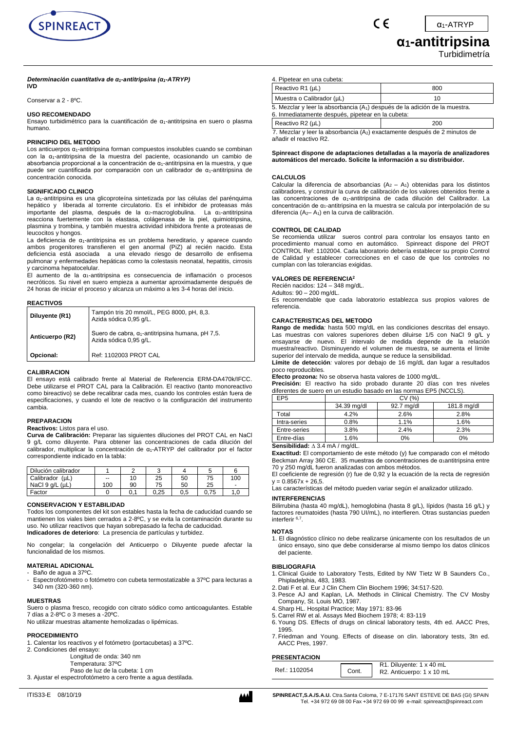# α1-antitripsina

Turbidimetría

α1-ATRYP

***Determinación cuantitativa de α1-antitripsina (α1-ATRYP)***
**IVD**

Conservar a 2 - 8ºC.

### USO RECOMENDADO

Ensayo turbidimétrico para la cuantificación de α1-antitripsina en suero o plasma humano.

### PRINCIPIO DEL METODO

Los anticuerpos α1-antitripsina forman compuestos insolubles cuando se combinan con la α1-antitripsina de la muestra del paciente, ocasionando un cambio de absorbancia proporcional a la concentración de α1-antitripsina en la muestra, y que puede ser cuantificada por comparación con un calibrador de α1-antitripsina de concentración conocida.

### SIGNIFICADO CLINICO

La α1-antitripsina es una glicoproteína sintetizada por las células del parénquima hepático y liberada al torrente circulatorio. Es el inhibidor de proteasas más importante del plasma, después de la α2-macroglobulina. La α1-antitripsina reacciona fuertemente con la elastasa, colágenasa de la piel, quimiotripsina, plasmina y trombina, y también muestra actividad inhibidora frente a proteasas de leucocitos y hongos.

La deficiencia de α1-antitripsina es un problema hereditario, y aparece cuando ambos progenitores transfieren el gen anormal (PiZ) al recién nacido. Esta deficiencia está asociada a una elevado riesgo de desarrollo de enfisema pulmonar y enfermedades hepáticas como la colestasis neonatal, hepatitis, cirrosis y carcinoma hepatocelular.

El aumento de la α1-antitripsina es consecuencia de inflamación o procesos necróticos. Su nivel en suero empieza a aumentar aproximadamente después de 24 horas de iniciar el proceso y alcanza un máximo a les 3-4 horas del inicio.

### REACTIVOS

| | |
|---|---|
| **Diluyente (R1)** | Tampón tris 20 mmol/L, PEG 8000, pH, 8,3. Azida sódica 0,95 g/L. |
| **Anticuerpo (R2)** | Suero de cabra, α1-antitripsina humana, pH 7,5. Azida sódica 0,95 g/L. |
| **Opcional:** | Ref: 1102003 PROT CAL |

### CALIBRACION

El ensayo está calibrado frente al Material de Referencia ERM-DA470k/IFCC. Debe utilizarse el PROT CAL para la Calibración. El reactivo (tanto monoreactivo como bireactivo) se debe recalibrar cada mes, cuando los controles están fuera de especificaciones, y cuando el lote de reactivo o la configuración del instrumento cambia.

### PREPARACION

**Reactivos:** Listos para el uso.

**Curva de Calibración:** Preparar las siguientes diluciones del PROT CAL en NaCl 9 g/L como diluyente. Para obtener las concentraciones de cada dilución del calibrador, multiplicar la concentración de α1-ATRYP del calibrador por el factor correspondiente indicado en la tabla:

| Dilución calibrador | 1 | 2 | 3 | 4 | 5 | 6 |
|---|---|---|---|---|---|---|
| Calibrador (µL) | -- | 10 | 25 | 50 | 75 | 100 |
| NaCl 9 g/L (µL) | 100 | 90 | 75 | 50 | 25 | - |
| Factor | 0 | 0,1 | 0,25 | 0,5 | 0,75 | 1,0 |

### CONSERVACION Y ESTABILIDAD

Todos los componentes del kit son estables hasta la fecha de caducidad cuando se mantienen los viales bien cerrados a 2-8ºC, y se evita la contaminación durante su uso. No utilizar reactivos que hayan sobrepasado la fecha de caducidad.

**Indicadores de deterioro**: La presencia de partículas y turbidez.

No congelar; la congelación del Anticuerpo o Diluyente puede afectar la funcionalidad de los mismos.

### MATERIAL ADICIONAL

- Baño de agua a 37ºC.
- Espectrofotómetro o fotómetro con cubeta termostatizable a 37ºC para lecturas a 340 nm (320-360 nm).

### MUESTRAS

Suero o plasma fresco, recogido con citrato sódico como anticoagulantes. Estable 7 días a 2-8ºC o 3 meses a -20ºC.

No utilizar muestras altamente hemolizadas o lipémicas.

### PROCEDIMIENTO

1. Calentar los reactivos y el fotómetro (portacubetas) a 37ºC.
2. Condiciones del ensayo:
   - Longitud de onda: 340 nm
   - Temperatura: 37ºC
   - Paso de luz de la cubeta: 1 cm
3. Ajustar el espectrofotómetro a cero frente a agua destilada.
4. Pipetear en una cubeta:

| | |
|---|---|
| Reactivo R1 (µL) | 800 |
| Muestra o Calibrador (µL) | 10 |

5. Mezclar y leer la absorbancia ($A_1$) después de la adición de la muestra.
6. Inmediatamente después, pipetear en la cubeta:

| | |
|---|---|
| Reactivo R2 (µL) | 200 |

7. Mezclar y leer la absorbancia ($A_2$) exactamente después de 2 minutos de añadir el reactivo R2.

**Spinreact dispone de adaptaciones detalladas a la mayoría de analizadores automáticos del mercado. Solicite la información a su distribuidor.**

### CALCULOS

Calcular la diferencia de absorbancias ($A_2 - A_1$) obtenidas para los distintos calibradores, y construir la curva de calibración de los valores obtenidos frente a las concentraciones de α1-antitripsina de cada dilución del Calibrador. La concentración de α1-antitripsina en la muestra se calcula por interpolación de su diferencia ($A_2 - A_1$) en la curva de calibración.

### CONTROL DE CALIDAD

Se recomienda utilizar sueros control para controlar los ensayos tanto en procedimiento manual como en automático. Spinreact dispone del PROT CONTROL Ref: 1102004. Cada laboratorio debería establecer su propio Control de Calidad y establecer correcciones en el caso de que los controles no cumplan con las tolerancias exigidas.

### VALORES DE REFERENCIA[2]

Recién nacidos: 124 – 348 mg/dL.

Adultos: 90 – 200 mg/dL.

Es recomendable que cada laboratorio establezca sus propios valores de referencia.

### CARACTERISTICAS DEL METODO

**Rango de medida**: hasta 500 mg/dL en las condiciones descritas del ensayo. Las muestras con valores superiores deben diluirse 1/5 con NaCl 9 g/L y ensayarse de nuevo. El intervalo de medida depende de la relación muestra/reactivo. Disminuyendo el volumen de muestra, se aumenta el límite superior del intervalo de medida, aunque se reduce la sensibilidad.

**Límite de detección**: valores por debajo de 16 mg/dL dan lugar a resultados poco reproducibles.

**Efecto prozona:** No se observa hasta valores de 1000 mg/dL.

**Precisión:** El reactivo ha sido probado durante 20 días con tres niveles diferentes de suero en un estudio basado en las normas EP5 (NCCLS).

| EP5 | CV (%) | | |
|---|---|---|---|
| | 34.39 mg/dl | 92.7 mg/dl | 181.8 mg/dl |
| Total | 4.2% | 2.6% | 2.8% |
| Intra-series | 0.8% | 1.1% | 1.6% |
| Entre-series | 3.8% | 2.4% | 2.3% |
| Entre-días | 1.6% | 0% | 0% |

**Sensibilidad:** Δ 3.4 mA / mg/dL.

**Exactitud:** El comportamiento de este método (y) fue comparado con el método Beckman Array 360 CE. 35 muestras de concentraciones de α1antitripsina entre 70 y 250 mg/dL fueron analizadas con ambos métodos.

El coeficiente de regresión (r) fue de 0,92 y la ecuación de la recta de regresión $y = 0.8567x + 26,5$.

Las características del método pueden variar según el analizador utilizado.

### INTERFERENCIAS

Bilirrubina (hasta 40 mg/dL), hemoglobina (hasta 8 g/L), lípidos (hasta 16 g/L) y factores reumatoides (hasta 790 UI/mL), no interfieren. Otras sustancias pueden interferir [6,7].

### NOTAS

1. El diagnóstico clínico no debe realizarse únicamente con los resultados de un único ensayo, sino que debe considerarse al mismo tiempo los datos clínicos del paciente.

### BIBLIOGRAFIA

1. Clinical Guide to Laboratory Tests, Edited by NW Tietz W B Saunders Co., Phipladelphia, 483, 1983.
2. Dati F et al. Eur J Clin Chem Clin Biochem 1996; 34:517-520.
3. Pesce AJ and Kaplan, LA. Methods in Clinical Chemistry. The CV Mosby Company, St. Louis MO, 1987.
4. Sharp HL. Hospital Practice; May 1971: 83-96
5. Carrel RW et al. Assays Med Biochem 1978; 4: 83-119
6. Young DS. Effects of drugs on clinical laboratory tests, 4th ed. AACC Pres, 1995.
7. Friedman and Young. Effects of disease on clin. laboratory tests, 3tn ed. AACC Pres, 1997.

### PRESENTACION

| | | |
|---|---|---|
| Ref.: 1102054 | Cont. | R1. Diluyente: 1 x 40 mL<br>R2. Anticuerpo: 1 x 10 mL |

ITIS33-E 08/10/19

**SPINREACT,S.A./S.A.U.** Ctra.Santa Coloma, 7 E-17176 SANT ESTEVE DE BAS (GI) SPAIN Tel. +34 972 69 08 00 Fax +34 972 69 00 99 e-mail: spinreact@spinreact.com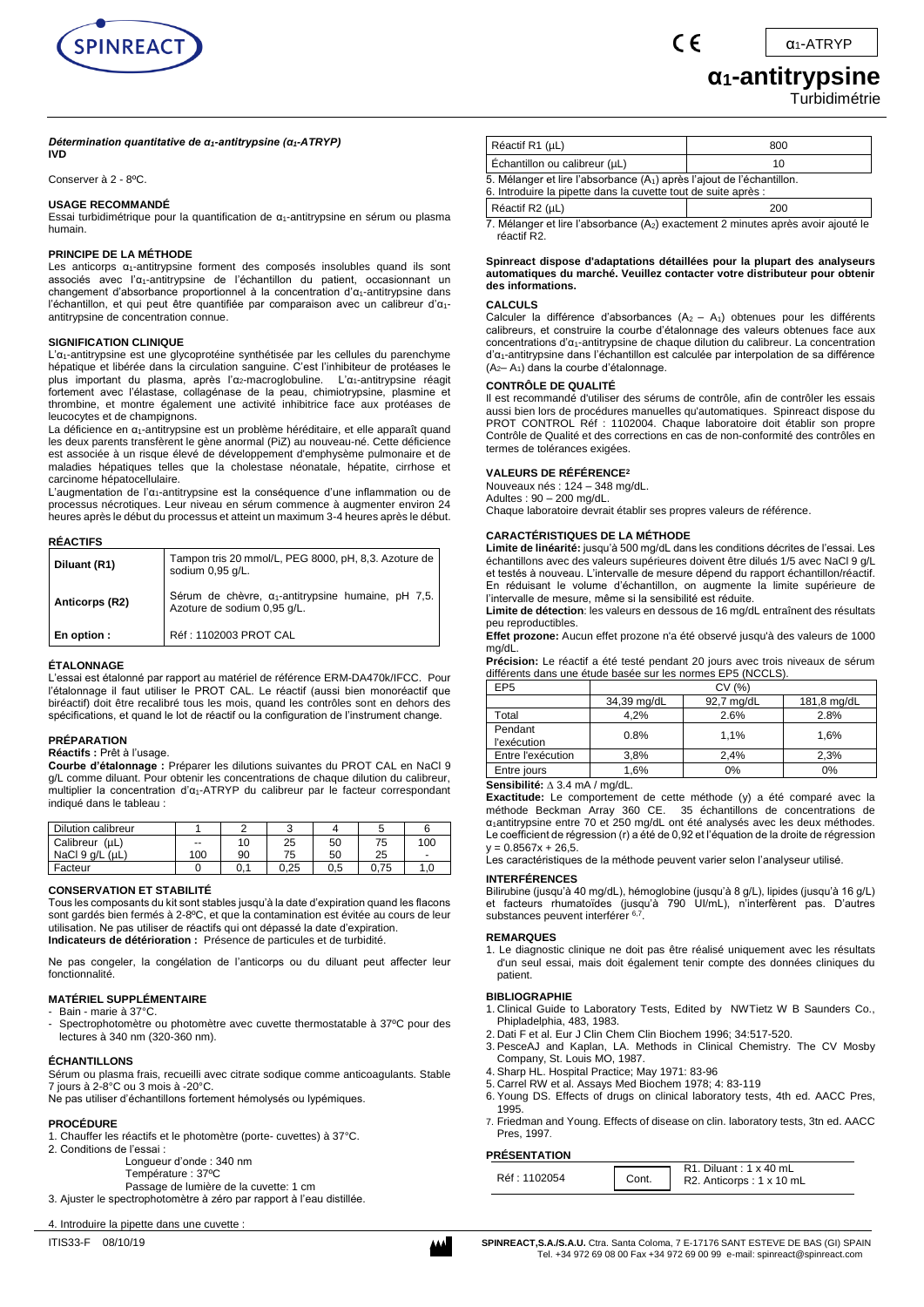# $\alpha_1$-antitrypsine

Turbidimétrie

***Détermination quantitative de $\alpha_1$-antitrypsine ($\alpha_1$-ATRYP)***
**IVD**

Conserver à 2 - 8ºC.

## USAGE RECOMMANDÉ

Essai turbidimétrique pour la quantification de $\alpha_1$-antitrypsine en sérum ou plasma humain.

## PRINCIPE DE LA MÉTHODE

Les anticorps $\alpha_1$-antitrypsine forment des composés insolubles quand ils sont associés avec l'$\alpha_1$-antitrypsine de l'échantillon du patient, occasionnant un changement d'absorbance proportionnel à la concentration d'$\alpha_1$-antitrypsine dans l'échantillon, et qui peut être quantifiée par comparaison avec un calibreur d'$\alpha_1$-antitrypsine de concentration connue.

## SIGNIFICATION CLINIQUE

L'$\alpha_1$-antitrypsine est une glycoprotéine synthétisée par les cellules du parenchyme hépatique et libérée dans la circulation sanguine. C'est l'inhibiteur de protéases le plus important du plasma, après l'$\alpha_2$-macroglobuline. L'$\alpha_1$-antitrypsine réagit fortement avec l'élastase, collagénase de la peau, chimiotrypsine, plasmine et thrombine, et montre également une activité inhibitrice face aux protéases de leucocytes et de champignons.

La déficience en $\alpha_1$-antitrypsine est un problème héréditaire, et elle apparaît quand les deux parents transfèrent le gène anormal (PiZ) au nouveau-né. Cette déficience est associée à un risque élevé de développement d'emphysème pulmonaire et de maladies hépatiques telles que la cholestase néonatale, hépatite, cirrhose et carcinome hépatocellulaire.

L'augmentation de l'$\alpha_1$-antitrypsine est la conséquence d'une inflammation ou de processus nécrotiques. Leur niveau en sérum commence à augmenter environ 24 heures après le début du processus et atteint un maximum 3-4 heures après le début.

## RÉACTIFS

| | |
|---|---|
| **Diluant (R1)** | Tampon tris 20 mmol/L, PEG 8000, pH, 8,3. Azoture de sodium 0,95 g/L. |
| **Anticorps (R2)** | Sérum de chèvre, $\alpha_1$-antitrypsine humaine, pH 7,5. Azoture de sodium 0,95 g/L. |
| **En option :** | Réf : 1102003 PROT CAL |

## ÉTALONNAGE

L'essai est étalonné par rapport au matériel de référence ERM-DA470k/IFCC. Pour l'étalonnage il faut utiliser le PROT CAL. Le réactif (aussi bien monoréactif que biréactif) doit être recalibré tous les mois, quand les contrôles sont en dehors des spécifications, et quand le lot de réactif ou la configuration de l'instrument change.

## PRÉPARATION

**Réactifs :** Prêt à l'usage.

**Courbe d'étalonnage :** Préparer les dilutions suivantes du PROT CAL en NaCl 9 g/L comme diluant. Pour obtenir les concentrations de chaque dilution du calibreur, multiplier la concentration d'$\alpha_1$-ATRYP du calibreur par le facteur correspondant indiqué dans le tableau :

| Dilution calibreur | 1 | 2 | 3 | 4 | 5 | 6 |
|---|---|---|---|---|---|---|
| Calibreur (µL) | -- | 10 | 25 | 50 | 75 | 100 |
| NaCl 9 g/L (µL) | 100 | 90 | 75 | 50 | 25 | - |
| Facteur | 0 | 0,1 | 0,25 | 0,5 | 0,75 | 1,0 |

## CONSERVATION ET STABILITÉ

Tous les composants du kit sont stables jusqu'à la date d'expiration quand les flacons sont gardés bien fermés à 2-8ºC, et que la contamination est évitée au cours de leur utilisation. Ne pas utiliser de réactifs qui ont dépassé la date d'expiration.

**Indicateurs de détérioration :** Présence de particules et de turbidité.

Ne pas congeler, la congélation de l'anticorps ou du diluant peut affecter leur fonctionnalité.

## MATÉRIEL SUPPLÉMENTAIRE

- Bain - marie à 37°C.
- Spectrophotomètre ou photomètre avec cuvette thermostatable à 37ºC pour des lectures à 340 nm (320-360 nm).

## ÉCHANTILLONS

Sérum ou plasma frais, recueilli avec citrate sodique comme anticoagulants. Stable 7 jours à 2-8°C ou 3 mois à -20°C.

Ne pas utiliser d'échantillons fortement hémolysés ou lypémiques.

## PROCÉDURE

1. Chauffer les réactifs et le photomètre (porte- cuvettes) à 37°C.
2. Conditions de l'essai :
   Longueur d'onde : 340 nm
   Température : 37ºC
   Passage de lumière de la cuvette: 1 cm
3. Ajuster le spectrophotomètre à zéro par rapport à l'eau distillée.
4. Introduire la pipette dans une cuvette :

| | |
|---|---|
| Réactif R1 (µL) | 800 |
| Échantillon ou calibreur (µL) | 10 |

5. Mélanger et lire l'absorbance ($A_1$) après l'ajout de l'échantillon.
6. Introduire la pipette dans la cuvette tout de suite après :

| | |
|---|---|
| Réactif R2 (µL) | 200 |

7. Mélanger et lire l'absorbance ($A_2$) exactement 2 minutes après avoir ajouté le réactif R2.

**Spinreact dispose d'adaptations détaillées pour la plupart des analyseurs automatiques du marché. Veuillez contacter votre distributeur pour obtenir des informations.**

## CALCULS

Calculer la différence d'absorbances ($A_2 - A_1$) obtenues pour les différents calibreurs, et construire la courbe d'étalonnage des valeurs obtenues face aux concentrations d'$\alpha_1$-antitrypsine de chaque dilution du calibreur. La concentration d'$\alpha_1$-antitrypsine dans l'échantillon est calculée par interpolation de sa différence ($A_2 - A_1$) dans la courbe d'étalonnage.

## CONTRÔLE DE QUALITÉ

Il est recommandé d'utiliser des sérums de contrôle, afin de contrôler les essais aussi bien lors de procédures manuelles qu'automatiques. Spinreact dispose du PROT CONTROL Réf : 1102004. Chaque laboratoire doit établir son propre Contrôle de Qualité et des corrections en cas de non-conformité des contrôles en termes de tolérances exigées.

## VALEURS DE RÉFÉRENCE[2]

Nouveaux nés : 124 – 348 mg/dL.
Adultes : 90 – 200 mg/dL.
Chaque laboratoire devrait établir ses propres valeurs de référence.

## CARACTÉRISTIQUES DE LA MÉTHODE

**Limite de linéarité:** jusqu'à 500 mg/dL dans les conditions décrites de l'essai. Les échantillons avec des valeurs supérieures doivent être dilués 1/5 avec NaCl 9 g/L et testés à nouveau. L'intervalle de mesure dépend du rapport échantillon/réactif. En réduisant le volume d'échantillon, on augmente la limite supérieure de l'intervalle de mesure, même si la sensibilité est réduite.

**Limite de détection**: les valeurs en dessous de 16 mg/dL entraînent des résultats peu reproductibles.

**Effet prozone:** Aucun effet prozone n'a été observé jusqu'à des valeurs de 1000 mg/dL.

**Précision:** Le réactif a été testé pendant 20 jours avec trois niveaux de sérum différents dans une étude basée sur les normes EP5 (NCCLS).

| EP5 | CV (%) | | |
|---|---|---|---|
| | 34,39 mg/dL | 92,7 mg/dL | 181,8 mg/dL |
| Total | 4,2% | 2.6% | 2.8% |
| Pendant l'exécution | 0.8% | 1,1% | 1,6% |
| Entre l'exécution | 3,8% | 2,4% | 2,3% |
| Entre jours | 1,6% | 0% | 0% |

**Sensibilité:** $\Delta$ 3.4 mA / mg/dL.

**Exactitude:** Le comportement de cette méthode (y) a été comparé avec la méthode Beckman Array 360 CE. 35 échantillons de concentrations de $\alpha_1$antitrypsine entre 70 et 250 mg/dL ont été analysés avec les deux méthodes. Le coefficient de régression (r) a été de 0,92 et l'équation de la droite de régression $y = 0.8567x + 26,5$.

Les caractéristiques de la méthode peuvent varier selon l'analyseur utilisé.

## INTERFÉRENCES

Bilirubine (jusqu'à 40 mg/dL), hémoglobine (jusqu'à 8 g/L), lipides (jusqu'à 16 g/L) et facteurs rhumatoïdes (jusqu'à 790 UI/mL), n'interfèrent pas. D'autres substances peuvent interférer [6,7].

## REMARQUES

1. Le diagnostic clinique ne doit pas être réalisé uniquement avec les résultats d'un seul essai, mais doit également tenir compte des données cliniques du patient.

## BIBLIOGRAPHIE

1. Clinical Guide to Laboratory Tests, Edited by NWTietz W B Saunders Co., Phipladelphia, 483, 1983.
2. Dati F et al. Eur J Clin Chem Clin Biochem 1996; 34:517-520.
3. PesceAJ and Kaplan, LA. Methods in Clinical Chemistry. The CV Mosby Company, St. Louis MO, 1987.
4. Sharp HL. Hospital Practice; May 1971: 83-96
5. Carrel RW et al. Assays Med Biochem 1978; 4: 83-119
6. Young DS. Effects of drugs on clinical laboratory tests, 4th ed. AACC Pres, 1995.
7. Friedman and Young. Effects of disease on clin. laboratory tests, 3tn ed. AACC Pres, 1997.

## PRÉSENTATION

| | | |
|---|---|---|
| Réf : 1102054 | Cont. | R1. Diluant : 1 x 40 mL<br>R2. Anticorps : 1 x 10 mL |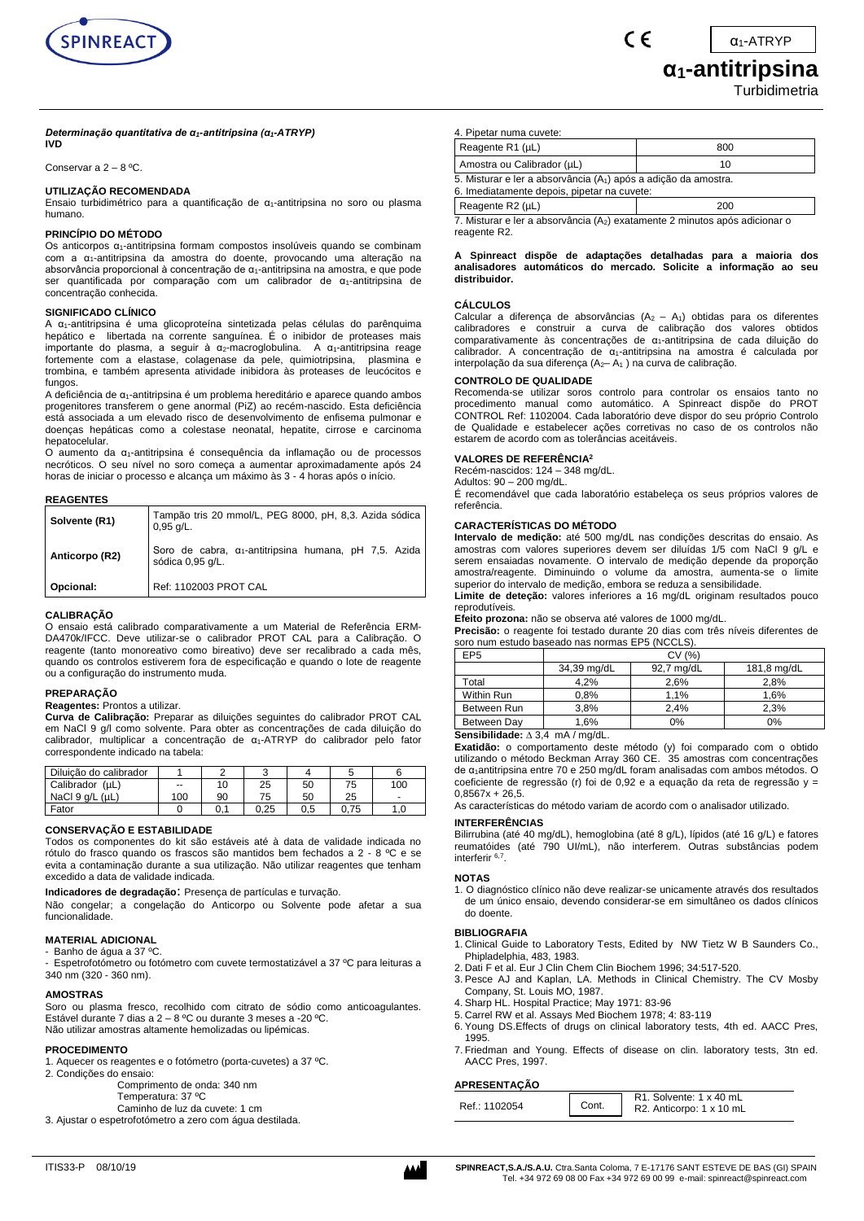# $\alpha_1$-antitripsina

Turbidimetria

$\alpha_1$-ATRYP

***Determinação quantitativa de $\alpha_1$-antitripsina ($\alpha_1$-ATRYP)***
**IVD**

Conservar a 2 – 8 ºC.

## UTILIZAÇÃO RECOMENDADA

Ensaio turbidimétrico para a quantificação de $\alpha_1$-antitripsina no soro ou plasma humano.

## PRINCÍPIO DO MÉTODO

Os anticorpos $\alpha_1$-antitripsina formam compostos insolúveis quando se combinam com a $\alpha_1$-antitripsina da amostra do doente, provocando uma alteração na absorvância proporcional à concentração de $\alpha_1$-antitripsina na amostra, e que pode ser quantificada por comparação com um calibrador de $\alpha_1$-antitripsina de concentração conhecida.

## SIGNIFICADO CLÍNICO

A $\alpha_1$-antitripsina é uma glicoproteína sintetizada pelas células do parênquima hepático e libertada na corrente sanguínea. É o inibidor de proteases mais importante do plasma, a seguir à $\alpha_2$-macroglobulina. A $\alpha_1$-antitripsina reage fortemente com a elastase, colagenase da pele, quimiotripsina, plasmina e trombina, e também apresenta atividade inibidora às proteases de leucócitos e fungos.

A deficiência de $\alpha_1$-antitripsina é um problema hereditário e aparece quando ambos progenitores transferem o gene anormal (PiZ) ao recém-nascido. Esta deficiência está associada a um elevado risco de desenvolvimento de enfisema pulmonar e doenças hepáticas como a colestase neonatal, hepatite, cirrose e carcinoma hepatocelular.

O aumento da $\alpha_1$-antitripsina é consequência da inflamação ou de processos necróticos. O seu nível no soro começa a aumentar aproximadamente após 24 horas de iniciar o processo e alcança um máximo às 3 - 4 horas após o início.

## REAGENTES

| | |
|---|---|
| **Solvente (R1)** | Tampão tris 20 mmol/L, PEG 8000, pH, 8,3. Azida sódica 0,95 g/L. |
| **Anticorpo (R2)** | Soro de cabra, $\alpha_1$-antitripsina humana, pH 7,5. Azida sódica 0,95 g/L. |
| **Opcional:** | Ref: 1102003 PROT CAL |

## CALIBRAÇÃO

O ensaio está calibrado comparativamente a um Material de Referência ERM-DA470k/IFCC. Deve utilizar-se o calibrador PROT CAL para a Calibração. O reagente (tanto monoreativo como bireativo) deve ser recalibrado a cada mês, quando os controlos estiverem fora de especificação e quando o lote de reagente ou a configuração do instrumento muda.

## PREPARAÇÃO

**Reagentes:** Prontos a utilizar.

**Curva de Calibração:** Preparar as diluições seguintes do calibrador PROT CAL em NaCl 9 g/l como solvente. Para obter as concentrações de cada diluição do calibrador, multiplicar a concentração de $\alpha_1$-ATRYP do calibrador pelo fator correspondente indicado na tabela:

| Diluição do calibrador | 1 | 2 | 3 | 4 | 5 | 6 |
|---|---|---|---|---|---|---|
| Calibrador (µL) | -- | 10 | 25 | 50 | 75 | 100 |
| NaCl 9 g/L (µL) | 100 | 90 | 75 | 50 | 25 | - |
| Fator | 0 | 0,1 | 0,25 | 0,5 | 0,75 | 1,0 |

## CONSERVAÇÃO E ESTABILIDADE

Todos os componentes do kit são estáveis até à data de validade indicada no rótulo do frasco quando os frascos são mantidos bem fechados a 2 - 8 ºC e se evita a contaminação durante a sua utilização. Não utilizar reagentes que tenham excedido a data de validade indicada.

**Indicadores de degradação**: Presença de partículas e turvação.

Não congelar; a congelação do Anticorpo ou Solvente pode afetar a sua funcionalidade.

## MATERIAL ADICIONAL

- Banho de água a 37 ºC.
- Espetrofotómetro ou fotómetro com cuvete termostatizável a 37 ºC para leituras a 340 nm (320 - 360 nm).

## AMOSTRAS

Soro ou plasma fresco, recolhido com citrato de sódio como anticoagulantes. Estável durante 7 dias a 2 – 8 ºC ou durante 3 meses a -20 ºC.
Não utilizar amostras altamente hemolizadas ou lipémicas.

## PROCEDIMENTO

1. Aquecer os reagentes e o fotómetro (porta-cuvetes) a 37 ºC.
2. Condições do ensaio:
   Comprimento de onda: 340 nm
   Temperatura: 37 ºC
   Caminho de luz da cuvete: 1 cm
3. Ajustar o espetrofotómetro a zero com água destilada.
4. Pipetar numa cuvete:

| | |
|---|---|
| Reagente R1 (µL) | 800 |
| Amostra ou Calibrador (µL) | 10 |

5. Misturar e ler a absorvância ($A_1$) após a adição da amostra.
6. Imediatamente depois, pipetar na cuvete:

| | |
|---|---|
| Reagente R2 (µL) | 200 |

7. Misturar e ler a absorvância ($A_2$) exatamente 2 minutos após adicionar o reagente R2.

**A Spinreact dispõe de adaptações detalhadas para a maioria dos analisadores automáticos do mercado. Solicite a informação ao seu distribuidor.**

## CÁLCULOS

Calcular a diferença de absorvâncias ($A_2$ – $A_1$) obtidas para os diferentes calibradores e construir a curva de calibração dos valores obtidos comparativamente às concentrações de $\alpha_1$-antitripsina de cada diluição do calibrador. A concentração de $\alpha_1$-antitripsina na amostra é calculada por interpolação da sua diferença ($A_2$– $A_1$ ) na curva de calibração.

## CONTROLO DE QUALIDADE

Recomenda-se utilizar soros controlo para controlar os ensaios tanto no procedimento manual como automático. A Spinreact dispõe do PROT CONTROL Ref: 1102004. Cada laboratório deve dispor do seu próprio Controlo de Qualidade e estabelecer ações corretivas no caso de os controlos não estarem de acordo com as tolerâncias aceitáveis.

## VALORES DE REFERÊNCIA[2]

Recém-nascidos: 124 – 348 mg/dL.
Adultos: 90 – 200 mg/dL.
É recomendável que cada laboratório estabeleça os seus próprios valores de referência.

## CARACTERÍSTICAS DO MÉTODO

**Intervalo de medição:** até 500 mg/dL nas condições descritas do ensaio. As amostras com valores superiores devem ser diluídas 1/5 com NaCl 9 g/L e serem ensaiadas novamente. O intervalo de medição depende da proporção amostra/reagente. Diminuindo o volume da amostra, aumenta-se o limite superior do intervalo de medição, embora se reduza a sensibilidade.

**Limite de deteção:** valores inferiores a 16 mg/dL originam resultados pouco reprodutíveis.

**Efeito prozona:** não se observa até valores de 1000 mg/dL.

**Precisão:** o reagente foi testado durante 20 dias com três níveis diferentes de soro num estudo baseado nas normas EP5 (NCCLS).

| EP5 | CV (%) | | |
|---|---|---|---|
| | 34,39 mg/dL | 92,7 mg/dL | 181,8 mg/dL |
| Total | 4,2% | 2,6% | 2,8% |
| Within Run | 0,8% | 1,1% | 1,6% |
| Between Run | 3,8% | 2,4% | 2,3% |
| Between Day | 1,6% | 0% | 0% |

**Sensibilidade:** Δ 3,4 mA / mg/dL.

**Exatidão:** o comportamento deste método (y) foi comparado com o obtido utilizando o método Beckman Array 360 CE. 35 amostras com concentrações de $\alpha_1$antitripsina entre 70 e 250 mg/dL foram analisadas com ambos métodos. O coeficiente de regressão (r) foi de 0,92 e a equação da reta de regressão $y = 0{,}8567x + 26{,}5$.

As características do método variam de acordo com o analisador utilizado.

## INTERFERÊNCIAS

Bilirrubina (até 40 mg/dL), hemoglobina (até 8 g/L), lípidos (até 16 g/L) e fatores reumatóides (até 790 UI/mL), não interferem. Outras substâncias podem interferir [6,7].

## NOTAS

1. O diagnóstico clínico não deve realizar-se unicamente através dos resultados de um único ensaio, devendo considerar-se em simultâneo os dados clínicos do doente.

## BIBLIOGRAFIA

1. Clinical Guide to Laboratory Tests, Edited by NW Tietz W B Saunders Co., Phipladelphia, 483, 1983.
2. Dati F et al. Eur J Clin Chem Clin Biochem 1996; 34:517-520.
3. Pesce AJ and Kaplan, LA. Methods in Clinical Chemistry. The CV Mosby Company, St. Louis MO, 1987.
4. Sharp HL. Hospital Practice; May 1971: 83-96
5. Carrel RW et al. Assays Med Biochem 1978; 4: 83-119
6. Young DS.Effects of drugs on clinical laboratory tests, 4th ed. AACC Pres, 1995.
7. Friedman and Young. Effects of disease on clin. laboratory tests, 3tn ed. AACC Pres, 1997.

## APRESENTAÇÃO

| | | |
|---|---|---|
| Ref.: 1102054 | Cont. | R1. Solvente: 1 x 40 mL<br>R2. Anticorpo: 1 x 10 mL |

ITIS33-P 08/10/19

**SPINREACT,S.A./S.A.U.** Ctra.Santa Coloma, 7 E-17176 SANT ESTEVE DE BAS (GI) SPAIN
Tel. +34 972 69 08 00 Fax +34 972 69 00 99 e-mail: spinreact@spinreact.com